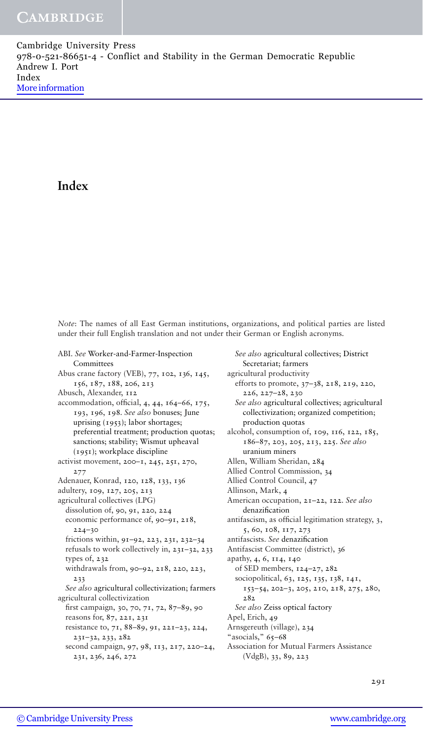# Index

*Note*: The names of all East German institutions, organizations, and political parties are listed under their full English translation and not under their German or English acronyms.

ABI. *See* Worker-and-Farmer-Inspection Committees
Abus crane factory (VEB), 77, 102, 136, 145, 156, 187, 188, 206, 213
Abusch, Alexander, 112
accommodation, official, 4, 44, 164–66, 175, 193, 196, 198. *See also* bonuses; June uprising (1953); labor shortages; preferential treatment; production quotas; sanctions; stability; Wismut upheaval (1951); workplace discipline
activist movement, 200–1, 245, 251, 270, 277
Adenauer, Konrad, 120, 128, 133, 136
adultery, 109, 127, 205, 213
agricultural collectives (LPG)
  dissolution of, 90, 91, 220, 224
  economic performance of, 90–91, 218, 224–30
  frictions within, 91–92, 223, 231, 232–34
  refusals to work collectively in, 231–32, 233
  types of, 232
  withdrawals from, 90–92, 218, 220, 223, 233
  *See also* agricultural collectivization; farmers
agricultural collectivization
  first campaign, 30, 70, 71, 72, 87–89, 90
  reasons for, 87, 221, 231
  resistance to, 71, 88–89, 91, 221–23, 224, 231–32, 233, 282
  second campaign, 97, 98, 113, 217, 220–24, 231, 236, 246, 272
  *See also* agricultural collectives; District Secretariat; farmers
agricultural productivity
  efforts to promote, 37–38, 218, 219, 220, 226, 227–28, 230
  *See also* agricultural collectives; agricultural collectivization; organized competition; production quotas
alcohol, consumption of, 109, 116, 122, 185, 186–87, 203, 205, 213, 225. *See also* uranium miners
Allen, William Sheridan, 284
Allied Control Commission, 34
Allied Control Council, 47
Allinson, Mark, 4
American occupation, 21–22, 122. *See also* denazification
antifascism, as official legitimation strategy, 3, 5, 60, 108, 117, 273
antifascists. *See* denazification
Antifascist Committee (district), 36
apathy, 4, 6, 114, 140
  of SED members, 124–27, 282
  sociopolitical, 63, 125, 135, 138, 141, 153–54, 202–3, 205, 210, 218, 275, 280, 282
  *See also* Zeiss optical factory
Apel, Erich, 49
Arnsgereuth (village), 234
"asocials," 65–68
Association for Mutual Farmers Assistance (VdgB), 33, 89, 223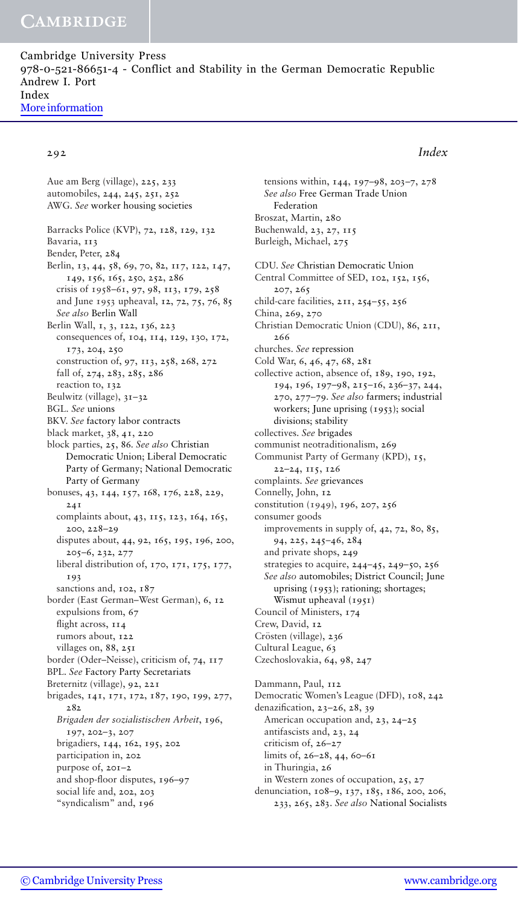Aue am Berg (village), 225, 233
automobiles, 244, 245, 251, 252
AWG. *See* worker housing societies

Barracks Police (KVP), 72, 128, 129, 132
Bavaria, 113
Bender, Peter, 284
Berlin, 13, 44, 58, 69, 70, 82, 117, 122, 147, 149, 156, 165, 250, 252, 286
  crisis of 1958–61, 97, 98, 113, 179, 258
  and June 1953 upheaval, 12, 72, 75, 76, 85
  *See also* Berlin Wall
Berlin Wall, 1, 3, 122, 136, 223
  consequences of, 104, 114, 129, 130, 172, 173, 204, 250
  construction of, 97, 113, 258, 268, 272
  fall of, 274, 283, 285, 286
  reaction to, 132
Beulwitz (village), 31–32
BGL. *See* unions
BKV. *See* factory labor contracts
black market, 38, 41, 220
block parties, 25, 86. *See also* Christian Democratic Union; Liberal Democratic Party of Germany; National Democratic Party of Germany
bonuses, 43, 144, 157, 168, 176, 228, 229, 241
  complaints about, 43, 115, 123, 164, 165, 200, 228–29
  disputes about, 44, 92, 165, 195, 196, 200, 205–6, 232, 277
  liberal distribution of, 170, 171, 175, 177, 193
  sanctions and, 102, 187
border (East German–West German), 6, 12
  expulsions from, 67
  flight across, 114
  rumors about, 122
  villages on, 88, 251
border (Oder–Neisse), criticism of, 74, 117
BPL. *See* Factory Party Secretariats
Breternitz (village), 92, 221
brigades, 141, 171, 172, 187, 190, 199, 277, 282
  *Brigaden der sozialistischen Arbeit*, 196, 197, 202–3, 207
  brigadiers, 144, 162, 195, 202
  participation in, 202
  purpose of, 201–2
  and shop-floor disputes, 196–97
  social life and, 202, 203
  "syndicalism" and, 196
  tensions within, 144, 197–98, 203–7, 278
  *See also* Free German Trade Union Federation
Broszat, Martin, 280
Buchenwald, 23, 27, 115
Burleigh, Michael, 275

CDU. *See* Christian Democratic Union
Central Committee of SED, 102, 152, 156, 207, 265
child-care facilities, 211, 254–55, 256
China, 269, 270
Christian Democratic Union (CDU), 86, 211, 266
churches. *See* repression
Cold War, 6, 46, 47, 68, 281
collective action, absence of, 189, 190, 192, 194, 196, 197–98, 215–16, 236–37, 244, 270, 277–79. *See also* farmers; industrial workers; June uprising (1953); social divisions; stability
collectives. *See* brigades
communist neotraditionalism, 269
Communist Party of Germany (KPD), 15, 22–24, 115, 126
complaints. *See* grievances
Connelly, John, 12
constitution (1949), 196, 207, 256
consumer goods
  improvements in supply of, 42, 72, 80, 85, 94, 225, 245–46, 284
  and private shops, 249
  strategies to acquire, 244–45, 249–50, 256
  *See also* automobiles; District Council; June uprising (1953); rationing; shortages; Wismut upheaval (1951)
Council of Ministers, 174
Crew, David, 12
Crösten (village), 236
Cultural League, 63
Czechoslovakia, 64, 98, 247

Dammann, Paul, 112
Democratic Women's League (DFD), 108, 242
denazification, 23–26, 28, 39
  American occupation and, 23, 24–25
  antifascists and, 23, 24
  criticism of, 26–27
  limits of, 26–28, 44, 60–61
  in Thuringia, 26
  in Western zones of occupation, 25, 27
denunciation, 108–9, 137, 185, 186, 200, 206, 233, 265, 283. *See also* National Socialists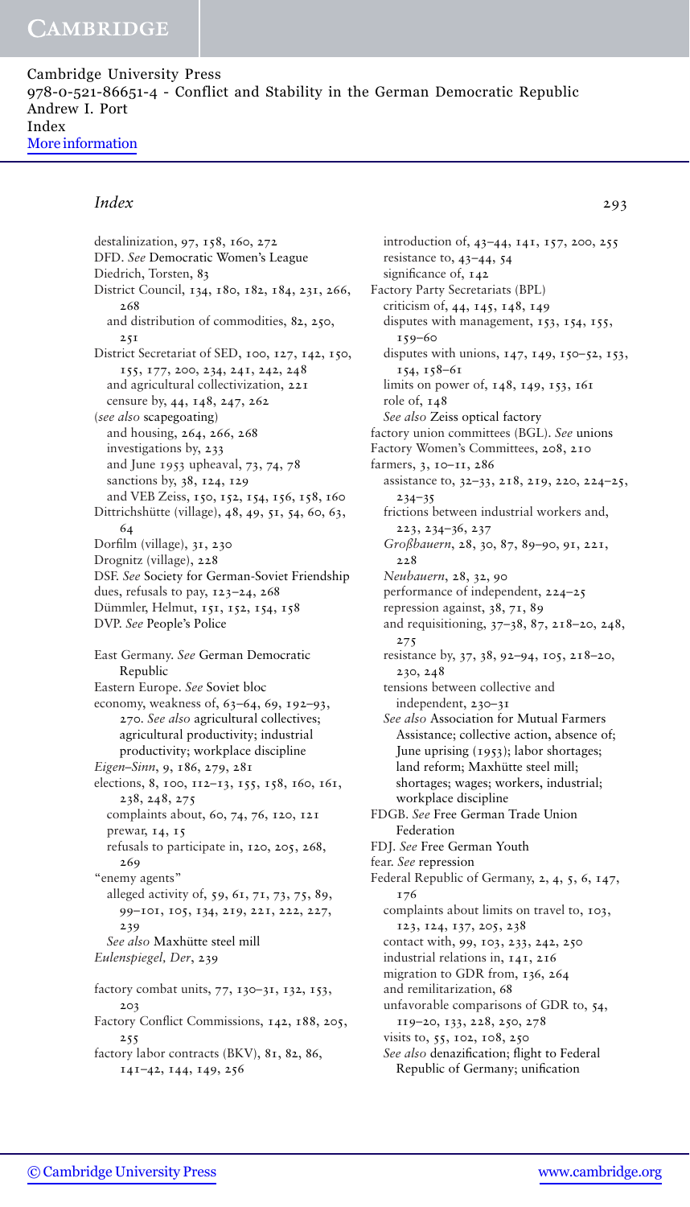## Index

destalinization, 97, 158, 160, 272
DFD. *See* Democratic Women's League
Diedrich, Torsten, 83
District Council, 134, 180, 182, 184, 231, 266, 268
  and distribution of commodities, 82, 250, 251
District Secretariat of SED, 100, 127, 142, 150, 155, 177, 200, 234, 241, 242, 248
  and agricultural collectivization, 221
  censure by, 44, 148, 247, 262
  (*see also* scapegoating)
  and housing, 264, 266, 268
  investigations by, 233
  and June 1953 upheaval, 73, 74, 78
  sanctions by, 38, 124, 129
  and VEB Zeiss, 150, 152, 154, 156, 158, 160
Dittrichshütte (village), 48, 49, 51, 54, 60, 63, 64
Dorfilm (village), 31, 230
Drognitz (village), 228
DSF. *See* Society for German-Soviet Friendship
dues, refusals to pay, 123–24, 268
Dümmler, Helmut, 151, 152, 154, 158
DVP. *See* People's Police

East Germany. *See* German Democratic Republic
Eastern Europe. *See* Soviet bloc
economy, weakness of, 63–64, 69, 192–93, 270. *See also* agricultural collectives; agricultural productivity; industrial productivity; workplace discipline
*Eigen–Sinn*, 9, 186, 279, 281
elections, 8, 100, 112–13, 155, 158, 160, 161, 238, 248, 275
  complaints about, 60, 74, 76, 120, 121
  prewar, 14, 15
  refusals to participate in, 120, 205, 268, 269
"enemy agents"
  alleged activity of, 59, 61, 71, 73, 75, 89, 99–101, 105, 134, 219, 221, 222, 227, 239
  *See also* Maxhütte steel mill
*Eulenspiegel, Der*, 239

factory combat units, 77, 130–31, 132, 153, 203
Factory Conflict Commissions, 142, 188, 205, 255
factory labor contracts (BKV), 81, 82, 86, 141–42, 144, 149, 256
  introduction of, 43–44, 141, 157, 200, 255
  resistance to, 43–44, 54
  significance of, 142
Factory Party Secretariats (BPL)
  criticism of, 44, 145, 148, 149
  disputes with management, 153, 154, 155, 159–60
  disputes with unions, 147, 149, 150–52, 153, 154, 158–61
  limits on power of, 148, 149, 153, 161
  role of, 148
  *See also* Zeiss optical factory
factory union committees (BGL). *See* unions
Factory Women's Committees, 208, 210
farmers, 3, 10–11, 286
  assistance to, 32–33, 218, 219, 220, 224–25, 234–35
  frictions between industrial workers and, 223, 234–36, 237
  *Großbauern*, 28, 30, 87, 89–90, 91, 221, 228
  *Neubauern*, 28, 32, 90
  performance of independent, 224–25
  repression against, 38, 71, 89
  and requisitioning, 37–38, 87, 218–20, 248, 275
  resistance by, 37, 38, 92–94, 105, 218–20, 230, 248
  tensions between collective and independent, 230–31
  *See also* Association for Mutual Farmers Assistance; collective action, absence of; June uprising (1953); labor shortages; land reform; Maxhütte steel mill; shortages; wages; workers, industrial; workplace discipline
FDGB. *See* Free German Trade Union Federation
FDJ. *See* Free German Youth
fear. *See* repression
Federal Republic of Germany, 2, 4, 5, 6, 147, 176
  complaints about limits on travel to, 103, 123, 124, 137, 205, 238
  contact with, 99, 103, 233, 242, 250
  industrial relations in, 141, 216
  migration to GDR from, 136, 264
  and remilitarization, 68
  unfavorable comparisons of GDR to, 54, 119–20, 133, 228, 250, 278
  visits to, 55, 102, 108, 250
  *See also* denazification; flight to Federal Republic of Germany; unification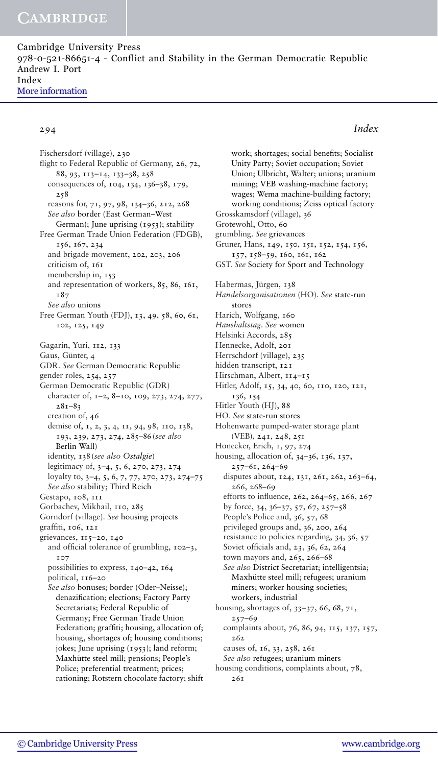Fischersdorf (village), 230
flight to Federal Republic of Germany, 26, 72, 88, 93, 113–14, 133–38, 258
  consequences of, 104, 134, 136–38, 179, 258
  reasons for, 71, 97, 98, 134–36, 212, 268
  *See also* border (East German–West German); June uprising (1953); stability
Free German Trade Union Federation (FDGB), 156, 167, 234
  and brigade movement, 202, 203, 206
  criticism of, 161
  membership in, 153
  and representation of workers, 85, 86, 161, 187
  *See also* unions
Free German Youth (FDJ), 13, 49, 58, 60, 61, 102, 125, 149

Gagarin, Yuri, 112, 133
Gaus, Günter, 4
GDR. *See* German Democratic Republic
gender roles, 254, 257
German Democratic Republic (GDR)
  character of, 1–2, 8–10, 109, 273, 274, 277, 281–83
  creation of, 46
  demise of, 1, 2, 3, 4, 11, 94, 98, 110, 138, 193, 239, 273, 274, 285–86 (*see also* Berlin Wall)
  identity, 138 (*see also* *Ostalgie*)
  legitimacy of, 3–4, 5, 6, 270, 273, 274
  loyalty to, 3–4, 5, 6, 7, 77, 270, 273, 274–75
  *See also* stability; Third Reich
Gestapo, 108, 111
Gorbachev, Mikhail, 110, 285
Gorndorf (village). *See* housing projects
graffiti, 106, 121
grievances, 115–20, 140
  and official tolerance of grumbling, 102–3, 107
  possibilities to express, 140–42, 164
  political, 116–20
  *See also* bonuses; border (Oder–Neisse); denazification; elections; Factory Party Secretariats; Federal Republic of Germany; Free German Trade Union Federation; graffiti; housing, allocation of; housing, shortages of; housing conditions; jokes; June uprising (1953); land reform; Maxhütte steel mill; pensions; People's Police; preferential treatment; prices; rationing; Rotstern chocolate factory; shift work; shortages; social benefits; Socialist Unity Party; Soviet occupation; Soviet Union; Ulbricht, Walter; unions; uranium mining; VEB washing-machine factory; wages; Wema machine-building factory; working conditions; Zeiss optical factory
Grosskamsdorf (village), 36
Grotewohl, Otto, 60
grumbling. *See* grievances
Gruner, Hans, 149, 150, 151, 152, 154, 156, 157, 158–59, 160, 161, 162
GST. *See* Society for Sport and Technology

Habermas, Jürgen, 138
*Handelsorganisationen* (HO). *See* state-run stores
Harich, Wolfgang, 160
*Haushaltstag*. *See* women
Helsinki Accords, 285
Hennecke, Adolf, 201
Herrschdorf (village), 235
hidden transcript, 121
Hirschman, Albert, 114–15
Hitler, Adolf, 15, 34, 40, 60, 110, 120, 121, 136, 154
Hitler Youth (HJ), 88
HO. *See* state-run stores
Hohenwarte pumped-water storage plant (VEB), 241, 248, 251
Honecker, Erich, 1, 97, 274
housing, allocation of, 34–36, 136, 137, 257–61, 264–69
  disputes about, 124, 131, 261, 262, 263–64, 266, 268–69
  efforts to influence, 262, 264–65, 266, 267
  by force, 34, 36–37, 57, 67, 257–58
  People's Police and, 36, 57, 68
  privileged groups and, 36, 200, 264
  resistance to policies regarding, 34, 36, 57
  Soviet officials and, 23, 36, 62, 264
  town mayors and, 265, 266–68
  *See also* District Secretariat; intelligentsia; Maxhütte steel mill; refugees; uranium miners; worker housing societies; workers, industrial
housing, shortages of, 33–37, 66, 68, 71, 257–69
  complaints about, 76, 86, 94, 115, 137, 157, 262
  causes of, 16, 33, 258, 261
  *See also* refugees; uranium miners
housing conditions, complaints about, 78, 261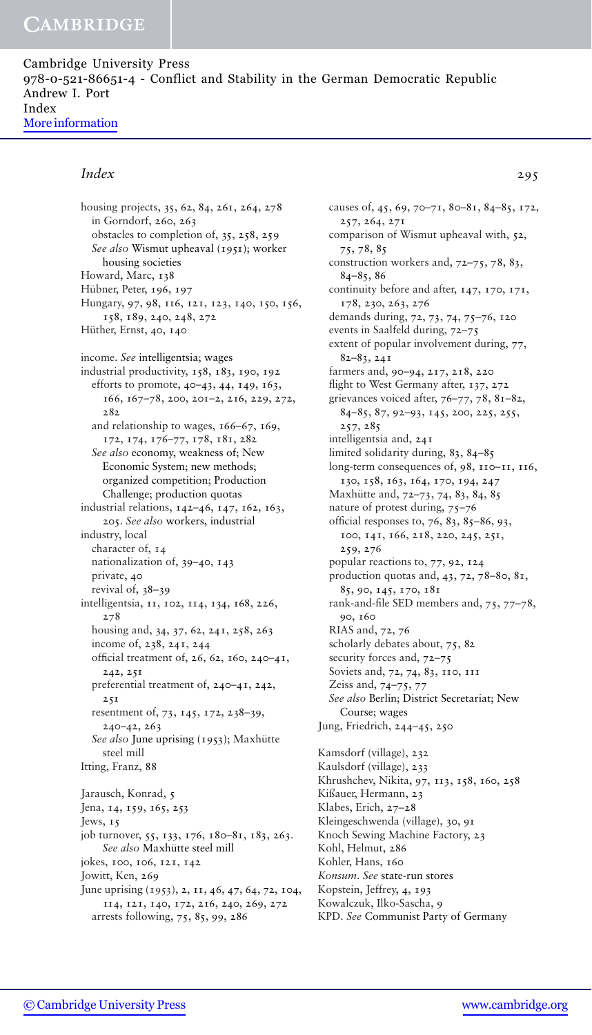housing projects, 35, 62, 84, 261, 264, 278
  in Gorndorf, 260, 263
  obstacles to completion of, 35, 258, 259
  *See also* Wismut upheaval (1951); worker housing societies
Howard, Marc, 138
Hübner, Peter, 196, 197
Hungary, 97, 98, 116, 121, 123, 140, 150, 156, 158, 189, 240, 248, 272
Hüther, Ernst, 40, 140

income. *See* intelligentsia; wages
industrial productivity, 158, 183, 190, 192
  efforts to promote, 40–43, 44, 149, 163, 166, 167–78, 200, 201–2, 216, 229, 272, 282
  and relationship to wages, 166–67, 169, 172, 174, 176–77, 178, 181, 282
  *See also* economy, weakness of; New Economic System; new methods; organized competition; Production Challenge; production quotas
industrial relations, 142–46, 147, 162, 163, 205. *See also* workers, industrial
industry, local
  character of, 14
  nationalization of, 39–40, 143
  private, 40
  revival of, 38–39
intelligentsia, 11, 102, 114, 134, 168, 226, 278
  housing and, 34, 37, 62, 241, 258, 263
  income of, 238, 241, 244
  official treatment of, 26, 62, 160, 240–41, 242, 251
  preferential treatment of, 240–41, 242, 251
  resentment of, 73, 145, 172, 238–39, 240–42, 263
  *See also* June uprising (1953); Maxhütte steel mill
Itting, Franz, 88

Jarausch, Konrad, 5
Jena, 14, 159, 165, 253
Jews, 15
job turnover, 55, 133, 176, 180–81, 183, 263. *See also* Maxhütte steel mill
jokes, 100, 106, 121, 142
Jowitt, Ken, 269
June uprising (1953), 2, 11, 46, 47, 64, 72, 104, 114, 121, 140, 172, 216, 240, 269, 272
  arrests following, 75, 85, 99, 286
  causes of, 45, 69, 70–71, 80–81, 84–85, 172, 257, 264, 271
  comparison of Wismut upheaval with, 52, 75, 78, 85
  construction workers and, 72–75, 78, 83, 84–85, 86
  continuity before and after, 147, 170, 171, 178, 230, 263, 276
  demands during, 72, 73, 74, 75–76, 120
  events in Saalfeld during, 72–75
  extent of popular involvement during, 77, 82–83, 241
  farmers and, 90–94, 217, 218, 220
  flight to West Germany after, 137, 272
  grievances voiced after, 76–77, 78, 81–82, 84–85, 87, 92–93, 145, 200, 225, 255, 257, 285
  intelligentsia and, 241
  limited solidarity during, 83, 84–85
  long-term consequences of, 98, 110–11, 116, 130, 158, 163, 164, 170, 194, 247
  Maxhütte and, 72–73, 74, 83, 84, 85
  nature of protest during, 75–76
  official responses to, 76, 83, 85–86, 93, 100, 141, 166, 218, 220, 245, 251, 259, 276
  popular reactions to, 77, 92, 124
  production quotas and, 43, 72, 78–80, 81, 85, 90, 145, 170, 181
  rank-and-file SED members and, 75, 77–78, 90, 160
  RIAS and, 72, 76
  scholarly debates about, 75, 82
  security forces and, 72–75
  Soviets and, 72, 74, 83, 110, 111
  Zeiss and, 74–75, 77
  *See also* Berlin; District Secretariat; New Course; wages
Jung, Friedrich, 244–45, 250

Kamsdorf (village), 232
Kaulsdorf (village), 233
Khrushchev, Nikita, 97, 113, 158, 160, 258
Kißauer, Hermann, 23
Klabes, Erich, 27–28
Kleingeschwenda (village), 30, 91
Knoch Sewing Machine Factory, 23
Kohl, Helmut, 286
Kohler, Hans, 160
*Konsum*. *See* state-run stores
Kopstein, Jeffrey, 4, 193
Kowalczuk, Ilko-Sascha, 9
KPD. *See* Communist Party of Germany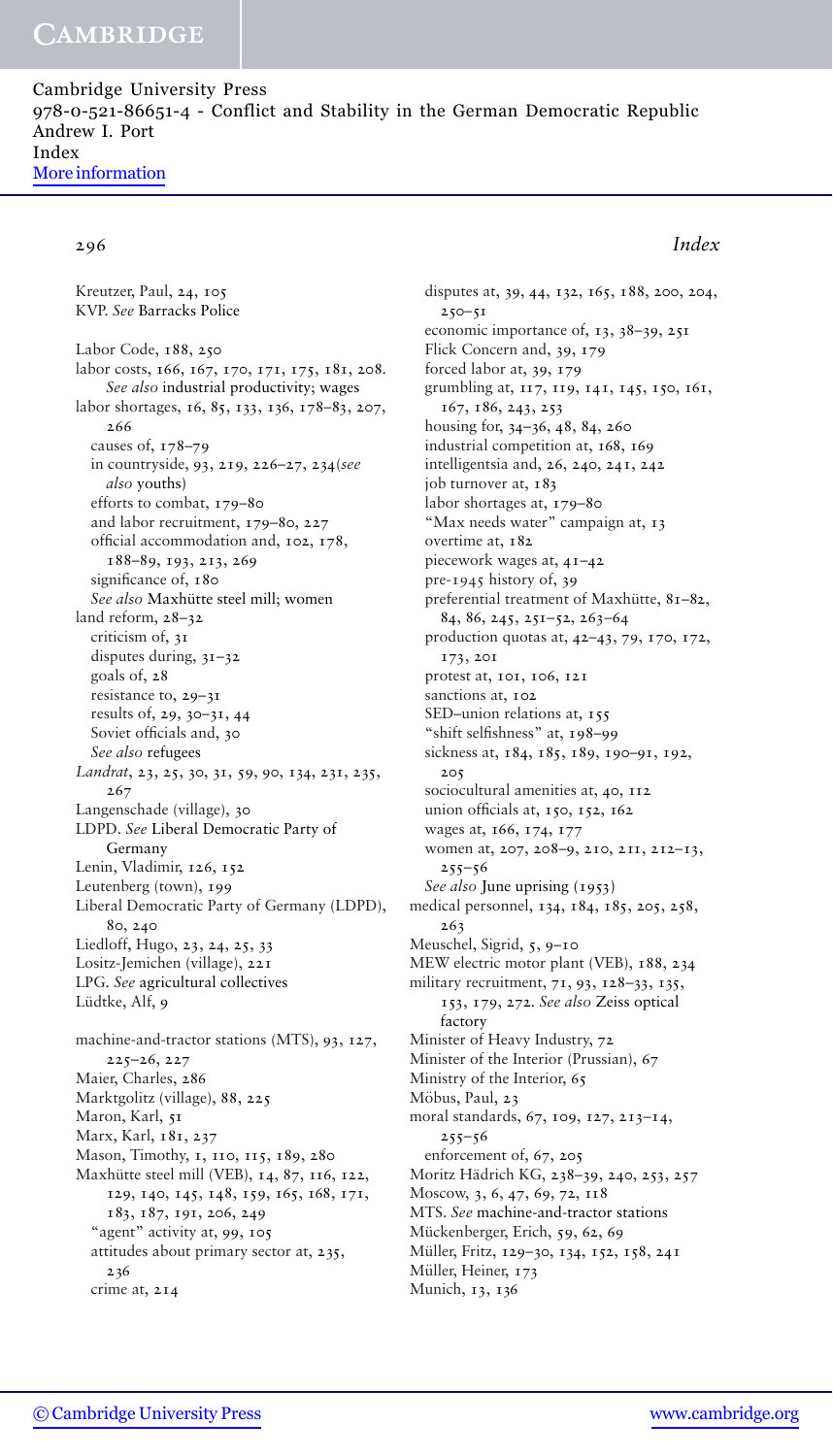Kreutzer, Paul, 24, 105
KVP. *See* Barracks Police

Labor Code, 188, 250
labor costs, 166, 167, 170, 171, 175, 181, 208. *See also* industrial productivity; wages
labor shortages, 16, 85, 133, 136, 178–83, 207, 266
  causes of, 178–79
  in countryside, 93, 219, 226–27, 234(*see also* youths)
  efforts to combat, 179–80
  and labor recruitment, 179–80, 227
  official accommodation and, 102, 178, 188–89, 193, 213, 269
  significance of, 180
  *See also* Maxhütte steel mill; women
land reform, 28–32
  criticism of, 31
  disputes during, 31–32
  goals of, 28
  resistance to, 29–31
  results of, 29, 30–31, 44
  Soviet officials and, 30
  *See also* refugees
*Landrat*, 23, 25, 30, 31, 59, 90, 134, 231, 235, 267
Langenschade (village), 30
LDPD. *See* Liberal Democratic Party of Germany
Lenin, Vladimir, 126, 152
Leutenberg (town), 199
Liberal Democratic Party of Germany (LDPD), 80, 240
Liedloff, Hugo, 23, 24, 25, 33
Lositz-Jemichen (village), 221
LPG. *See* agricultural collectives
Lüdtke, Alf, 9

machine-and-tractor stations (MTS), 93, 127, 225–26, 227
Maier, Charles, 286
Marktgölitz (village), 88, 225
Maron, Karl, 51
Marx, Karl, 181, 237
Mason, Timothy, 1, 110, 115, 189, 280
Maxhütte steel mill (VEB), 14, 87, 116, 122, 129, 140, 145, 148, 159, 165, 168, 171, 183, 187, 191, 206, 249
  "agent" activity at, 99, 105
  attitudes about primary sector at, 235, 236
  crime at, 214
  disputes at, 39, 44, 132, 165, 188, 200, 204, 250–51
  economic importance of, 13, 38–39, 251
  Flick Concern and, 39, 179
  forced labor at, 39, 179
  grumbling at, 117, 119, 141, 145, 150, 161, 167, 186, 243, 253
  housing for, 34–36, 48, 84, 260
  industrial competition at, 168, 169
  intelligentsia and, 26, 240, 241, 242
  job turnover at, 183
  labor shortages at, 179–80
  "Max needs water" campaign at, 13
  overtime at, 182
  piecework wages at, 41–42
  pre-1945 history of, 39
  preferential treatment of Maxhütte, 81–82, 84, 86, 245, 251–52, 263–64
  production quotas at, 42–43, 79, 170, 172, 173, 201
  protest at, 101, 106, 121
  sanctions at, 102
  SED–union relations at, 155
  "shift selfishness" at, 198–99
  sickness at, 184, 185, 189, 190–91, 192, 205
  sociocultural amenities at, 40, 112
  union officials at, 150, 152, 162
  wages at, 166, 174, 177
  women at, 207, 208–9, 210, 211, 212–13, 255–56
  *See also* June uprising (1953)
medical personnel, 134, 184, 185, 205, 258, 263
Meuschel, Sigrid, 5, 9–10
MEW electric motor plant (VEB), 188, 234
military recruitment, 71, 93, 128–33, 135, 153, 179, 272. *See also* Zeiss optical factory
Minister of Heavy Industry, 72
Minister of the Interior (Prussian), 67
Ministry of the Interior, 65
Möbus, Paul, 23
moral standards, 67, 109, 127, 213–14, 255–56
  enforcement of, 67, 205
Moritz Hädrich KG, 238–39, 240, 253, 257
Moscow, 3, 6, 47, 69, 72, 118
MTS. *See* machine-and-tractor stations
Mückenberger, Erich, 59, 62, 69
Müller, Fritz, 129–30, 134, 152, 158, 241
Müller, Heiner, 173
Munich, 13, 136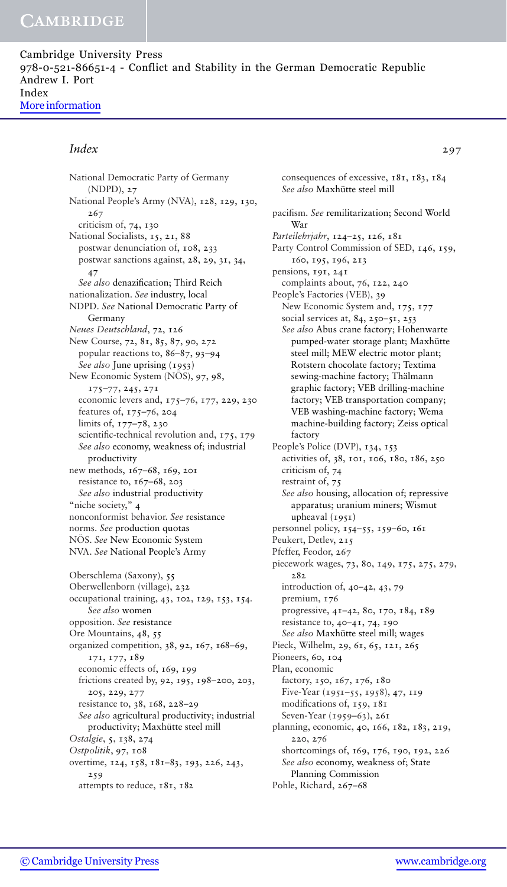# Index

National Democratic Party of Germany (NDPD), 27
National People's Army (NVA), 128, 129, 130, 267
  criticism of, 74, 130
National Socialists, 15, 21, 88
  postwar denunciation of, 108, 233
  postwar sanctions against, 28, 29, 31, 34, 47
  *See also* denazification; Third Reich
nationalization. *See* industry, local
NDPD. *See* National Democratic Party of Germany
*Neues Deutschland*, 72, 126
New Course, 72, 81, 85, 87, 90, 272
  popular reactions to, 86–87, 93–94
  *See also* June uprising (1953)
New Economic System (NÖS), 97, 98, 175–77, 245, 271
  economic levers and, 175–76, 177, 229, 230
  features of, 175–76, 204
  limits of, 177–78, 230
  scientific-technical revolution and, 175, 179
  *See also* economy, weakness of; industrial productivity
new methods, 167–68, 169, 201
  resistance to, 167–68, 203
  *See also* industrial productivity
"niche society," 4
nonconformist behavior. *See* resistance
norms. *See* production quotas
NÖS. *See* New Economic System
NVA. *See* National People's Army

Oberschlema (Saxony), 55
Oberwellenborn (village), 232
occupational training, 43, 102, 129, 153, 154. *See also* women
opposition. *See* resistance
Ore Mountains, 48, 55
organized competition, 38, 92, 167, 168–69, 171, 177, 189
  economic effects of, 169, 199
  frictions created by, 92, 195, 198–200, 203, 205, 229, 277
  resistance to, 38, 168, 228–29
  *See also* agricultural productivity; industrial productivity; Maxhütte steel mill
*Ostalgie*, 5, 138, 274
*Ostpolitik*, 97, 108
overtime, 124, 158, 181–83, 193, 226, 243, 259
  attempts to reduce, 181, 182
  consequences of excessive, 181, 183, 184
  *See also* Maxhütte steel mill

pacifism. *See* remilitarization; Second World War
*Parteilehrjahr*, 124–25, 126, 181
Party Control Commission of SED, 146, 159, 160, 195, 196, 213
pensions, 191, 241
  complaints about, 76, 122, 240
People's Factories (VEB), 39
  New Economic System and, 175, 177
  social services at, 84, 250–51, 253
  *See also* Abus crane factory; Hohenwarte pumped-water storage plant; Maxhütte steel mill; MEW electric motor plant; Rotstern chocolate factory; Textima sewing-machine factory; Thälmann graphic factory; VEB drilling-machine factory; VEB transportation company; VEB washing-machine factory; Wema machine-building factory; Zeiss optical factory
People's Police (DVP), 134, 153
  activities of, 38, 101, 106, 180, 186, 250
  criticism of, 74
  restraint of, 75
  *See also* housing, allocation of; repressive apparatus; uranium miners; Wismut upheaval (1951)
personnel policy, 154–55, 159–60, 161
Peukert, Detlev, 215
Pfeffer, Feodor, 267
piecework wages, 73, 80, 149, 175, 275, 279, 282
  introduction of, 40–42, 43, 79
  premium, 176
  progressive, 41–42, 80, 170, 184, 189
  resistance to, 40–41, 74, 190
  *See also* Maxhütte steel mill; wages
Pieck, Wilhelm, 29, 61, 65, 121, 265
Pioneers, 60, 104
Plan, economic
  factory, 150, 167, 176, 180
  Five-Year (1951–55, 1958), 47, 119
  modifications of, 159, 181
  Seven-Year (1959–63), 261
planning, economic, 40, 166, 182, 183, 219, 220, 276
  shortcomings of, 169, 176, 190, 192, 226
  *See also* economy, weakness of; State Planning Commission
Pohle, Richard, 267–68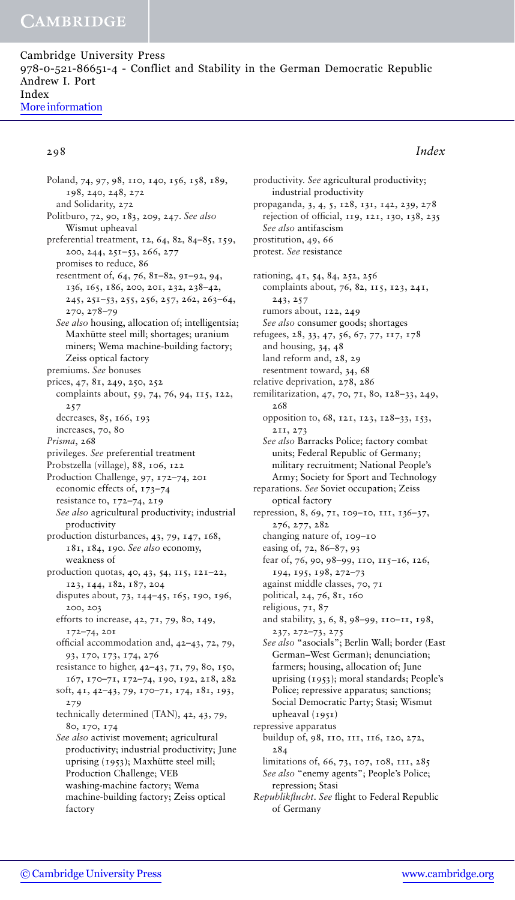Poland, 74, 97, 98, 110, 140, 156, 158, 189, 198, 240, 248, 272
  and Solidarity, 272
Politburo, 72, 90, 183, 209, 247. *See also* Wismut upheaval
preferential treatment, 12, 64, 82, 84–85, 159, 200, 244, 251–53, 266, 277
  promises to reduce, 86
  resentment of, 64, 76, 81–82, 91–92, 94, 136, 165, 186, 200, 201, 232, 238–42, 245, 251–53, 255, 256, 257, 262, 263–64, 270, 278–79
  *See also* housing, allocation of; intelligentsia; Maxhütte steel mill; shortages; uranium miners; Wema machine-building factory; Zeiss optical factory
premiums. *See* bonuses
prices, 47, 81, 249, 250, 252
  complaints about, 59, 74, 76, 94, 115, 122, 257
  decreases, 85, 166, 193
  increases, 70, 80
*Prisma*, 268
privileges. *See* preferential treatment
Probstzella (village), 88, 106, 122
Production Challenge, 97, 172–74, 201
  economic effects of, 173–74
  resistance to, 172–74, 219
  *See also* agricultural productivity; industrial productivity
production disturbances, 43, 79, 147, 168, 181, 184, 190. *See also* economy, weakness of
production quotas, 40, 43, 54, 115, 121–22, 123, 144, 182, 187, 204
  disputes about, 73, 144–45, 165, 190, 196, 200, 203
  efforts to increase, 42, 71, 79, 80, 149, 172–74, 201
  official accommodation and, 42–43, 72, 79, 93, 170, 173, 174, 276
  resistance to higher, 42–43, 71, 79, 80, 150, 167, 170–71, 172–74, 190, 192, 218, 282
  soft, 41, 42–43, 79, 170–71, 174, 181, 193, 279
  technically determined (TAN), 42, 43, 79, 80, 170, 174
  *See also* activist movement; agricultural productivity; industrial productivity; June uprising (1953); Maxhütte steel mill; Production Challenge; VEB washing-machine factory; Wema machine-building factory; Zeiss optical factory
productivity. *See* agricultural productivity; industrial productivity
propaganda, 3, 4, 5, 128, 131, 142, 239, 278
  rejection of official, 119, 121, 130, 138, 235
  *See also* antifascism
prostitution, 49, 66
protest. *See* resistance

rationing, 41, 54, 84, 252, 256
  complaints about, 76, 82, 115, 123, 241, 243, 257
  rumors about, 122, 249
  *See also* consumer goods; shortages
refugees, 28, 33, 47, 56, 67, 77, 117, 178
  and housing, 34, 48
  land reform and, 28, 29
  resentment toward, 34, 68
relative deprivation, 278, 286
remilitarization, 47, 70, 71, 80, 128–33, 249, 268
  opposition to, 68, 121, 123, 128–33, 153, 211, 273
  *See also* Barracks Police; factory combat units; Federal Republic of Germany; military recruitment; National People's Army; Society for Sport and Technology
reparations. *See* Soviet occupation; Zeiss optical factory
repression, 8, 69, 71, 109–10, 111, 136–37, 276, 277, 282
  changing nature of, 109–10
  easing of, 72, 86–87, 93
  fear of, 76, 90, 98–99, 110, 115–16, 126, 194, 195, 198, 272–73
  against middle classes, 70, 71
  political, 24, 76, 81, 160
  religious, 71, 87
  and stability, 3, 6, 8, 98–99, 110–11, 198, 237, 272–73, 275
  *See also* "asocials"; Berlin Wall; border (East German–West German); denunciation; farmers; housing, allocation of; June uprising (1953); moral standards; People's Police; repressive apparatus; sanctions; Social Democratic Party; Stasi; Wismut upheaval (1951)
repressive apparatus
  buildup of, 98, 110, 111, 116, 120, 272, 284
  limitations of, 66, 73, 107, 108, 111, 285
  *See also* "enemy agents"; People's Police; repression; Stasi
*Republikflucht*. *See* flight to Federal Republic of Germany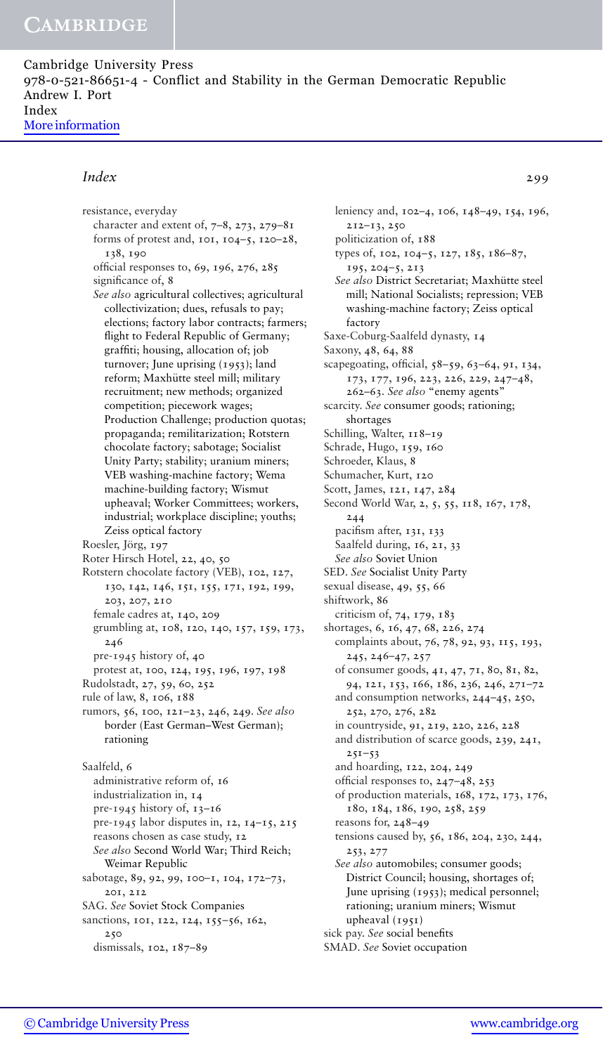resistance, everyday
  character and extent of, 7–8, 273, 279–81
  forms of protest and, 101, 104–5, 120–28, 138, 190
  official responses to, 69, 196, 276, 285
  significance of, 8
  *See also* agricultural collectives; agricultural collectivization; dues, refusals to pay; elections; factory labor contracts; farmers; flight to Federal Republic of Germany; graffiti; housing, allocation of; job turnover; June uprising (1953); land reform; Maxhütte steel mill; military recruitment; new methods; organized competition; piecework wages; Production Challenge; production quotas; propaganda; remilitarization; Rotstern chocolate factory; sabotage; Socialist Unity Party; stability; uranium miners; VEB washing-machine factory; Wema machine-building factory; Wismut upheaval; Worker Committees; workers, industrial; workplace discipline; youths; Zeiss optical factory

Roesler, Jörg, 197

Roter Hirsch Hotel, 22, 40, 50

Rotstern chocolate factory (VEB), 102, 127, 130, 142, 146, 151, 155, 171, 192, 199, 203, 207, 210
  female cadres at, 140, 209
  grumbling at, 108, 120, 140, 157, 159, 173, 246
  pre-1945 history of, 40
  protest at, 100, 124, 195, 196, 197, 198

Rudolstadt, 27, 59, 60, 252

rule of law, 8, 106, 188

rumors, 56, 100, 121–23, 246, 249. *See also* border (East German–West German); rationing

Saalfeld, 6
  administrative reform of, 16
  industrialization in, 14
  pre-1945 history of, 13–16
  pre-1945 labor disputes in, 12, 14–15, 215
  reasons chosen as case study, 12
  *See also* Second World War; Third Reich; Weimar Republic

sabotage, 89, 92, 99, 100–1, 104, 172–73, 201, 212

SAG. *See* Soviet Stock Companies

sanctions, 101, 122, 124, 155–56, 162, 250
  dismissals, 102, 187–89
  leniency and, 102–4, 106, 148–49, 154, 196, 212–13, 250
  politicization of, 188
  types of, 102, 104–5, 127, 185, 186–87, 195, 204–5, 213
  *See also* District Secretariat; Maxhütte steel mill; National Socialists; repression; VEB washing-machine factory; Zeiss optical factory

Saxe-Coburg-Saalfeld dynasty, 14

Saxony, 48, 64, 88

scapegoating, official, 58–59, 63–64, 91, 134, 173, 177, 196, 223, 226, 229, 247–48, 262–63. *See also* "enemy agents"

scarcity. *See* consumer goods; rationing; shortages

Schilling, Walter, 118–19

Schrade, Hugo, 159, 160

Schroeder, Klaus, 8

Schumacher, Kurt, 120

Scott, James, 121, 147, 284

Second World War, 2, 5, 55, 118, 167, 178, 244
  pacifism after, 131, 133
  Saalfeld during, 16, 21, 33
  *See also* Soviet Union

SED. *See* Socialist Unity Party

sexual disease, 49, 55, 66

shiftwork, 86
  criticism of, 74, 179, 183

shortages, 6, 16, 47, 68, 226, 274
  complaints about, 76, 78, 92, 93, 115, 193, 245, 246–47, 257
  of consumer goods, 41, 47, 71, 80, 81, 82, 94, 121, 153, 166, 186, 236, 246, 271–72
  and consumption networks, 244–45, 250, 252, 270, 276, 282
  in countryside, 91, 219, 220, 226, 228
  and distribution of scarce goods, 239, 241, 251–53
  and hoarding, 122, 204, 249
  official responses to, 247–48, 253
  of production materials, 168, 172, 173, 176, 180, 184, 186, 190, 258, 259
  reasons for, 248–49
  tensions caused by, 56, 186, 204, 230, 244, 253, 277
  *See also* automobiles; consumer goods; District Council; housing, shortages of; June uprising (1953); medical personnel; rationing; uranium miners; Wismut upheaval (1951)

sick pay. *See* social benefits

SMAD. *See* Soviet occupation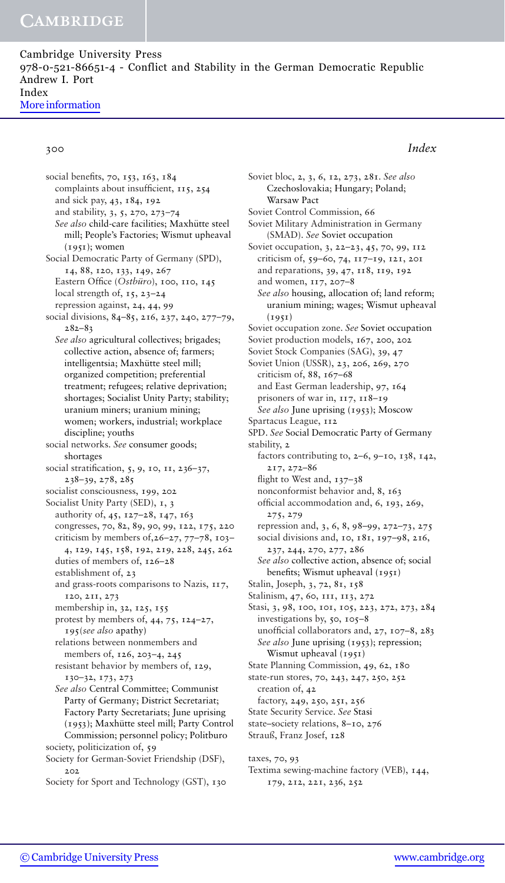social benefits, 70, 153, 163, 184
- complaints about insufficient, 115, 254
- and sick pay, 43, 184, 192
- and stability, 3, 5, 270, 273–74
- *See also* child-care facilities; Maxhütte steel mill; People's Factories; Wismut upheaval (1951); women

Social Democratic Party of Germany (SPD), 14, 88, 120, 133, 149, 267
- Eastern Office (*Ostbüro*), 100, 110, 145
- local strength of, 15, 23–24
- repression against, 24, 44, 99

social divisions, 84–85, 216, 237, 240, 277–79, 282–83
- *See also* agricultural collectives; brigades; collective action, absence of; farmers; intelligentsia; Maxhütte steel mill; organized competition; preferential treatment; refugees; relative deprivation; shortages; Socialist Unity Party; stability; uranium miners; uranium mining; women; workers, industrial; workplace discipline; youths

social networks. *See* consumer goods; shortages

social stratification, 5, 9, 10, 11, 236–37, 238–39, 278, 285

socialist consciousness, 199, 202

Socialist Unity Party (SED), 1, 3
- authority of, 45, 127–28, 147, 163
- congresses, 70, 82, 89, 90, 99, 122, 175, 220
- criticism by members of,26–27, 77–78, 103–4, 129, 145, 158, 192, 219, 228, 245, 262
- duties of members of, 126–28
- establishment of, 23
- and grass-roots comparisons to Nazis, 117, 120, 211, 273
- membership in, 32, 125, 155
- protest by members of, 44, 75, 124–27, 195(*see also* apathy)
- relations between nonmembers and members of, 126, 203–4, 245
- resistant behavior by members of, 129, 130–32, 173, 273
- *See also* Central Committee; Communist Party of Germany; District Secretariat; Factory Party Secretariats; June uprising (1953); Maxhütte steel mill; Party Control Commission; personnel policy; Politburo

society, politicization of, 59

Society for German-Soviet Friendship (DSF), 202

Society for Sport and Technology (GST), 130

Soviet bloc, 2, 3, 6, 12, 273, 281. *See also* Czechoslovakia; Hungary; Poland; Warsaw Pact

Soviet Control Commission, 66

Soviet Military Administration in Germany (SMAD). *See* Soviet occupation

Soviet occupation, 3, 22–23, 45, 70, 99, 112
- criticism of, 59–60, 74, 117–19, 121, 201
- and reparations, 39, 47, 118, 119, 192
- and women, 117, 207–8
- *See also* housing, allocation of; land reform; uranium mining; wages; Wismut upheaval (1951)

Soviet occupation zone. *See* Soviet occupation

Soviet production models, 167, 200, 202

Soviet Stock Companies (SAG), 39, 47

Soviet Union (USSR), 23, 206, 269, 270
- criticism of, 88, 167–68
- and East German leadership, 97, 164
- prisoners of war in, 117, 118–19
- *See also* June uprising (1953); Moscow

Spartacus League, 112

SPD. *See* Social Democratic Party of Germany

stability, 2
- factors contributing to, 2–6, 9–10, 138, 142, 217, 272–86
- flight to West and, 137–38
- nonconformist behavior and, 8, 163
- official accommodation and, 6, 193, 269, 275, 279
- repression and, 3, 6, 8, 98–99, 272–73, 275
- social divisions and, 10, 181, 197–98, 216, 237, 244, 270, 277, 286
- *See also* collective action, absence of; social benefits; Wismut upheaval (1951)

Stalin, Joseph, 3, 72, 81, 158

Stalinism, 47, 60, 111, 113, 272

Stasi, 3, 98, 100, 101, 105, 223, 272, 273, 284
- investigations by, 50, 105–8
- unofficial collaborators and, 27, 107–8, 283
- *See also* June uprising (1953); repression; Wismut upheaval (1951)

State Planning Commission, 49, 62, 180

state-run stores, 70, 243, 247, 250, 252
- creation of, 42
- factory, 249, 250, 251, 256

State Security Service. *See* Stasi

state–society relations, 8–10, 276

Strauß, Franz Josef, 128

taxes, 70, 93

Textima sewing-machine factory (VEB), 144, 179, 212, 221, 236, 252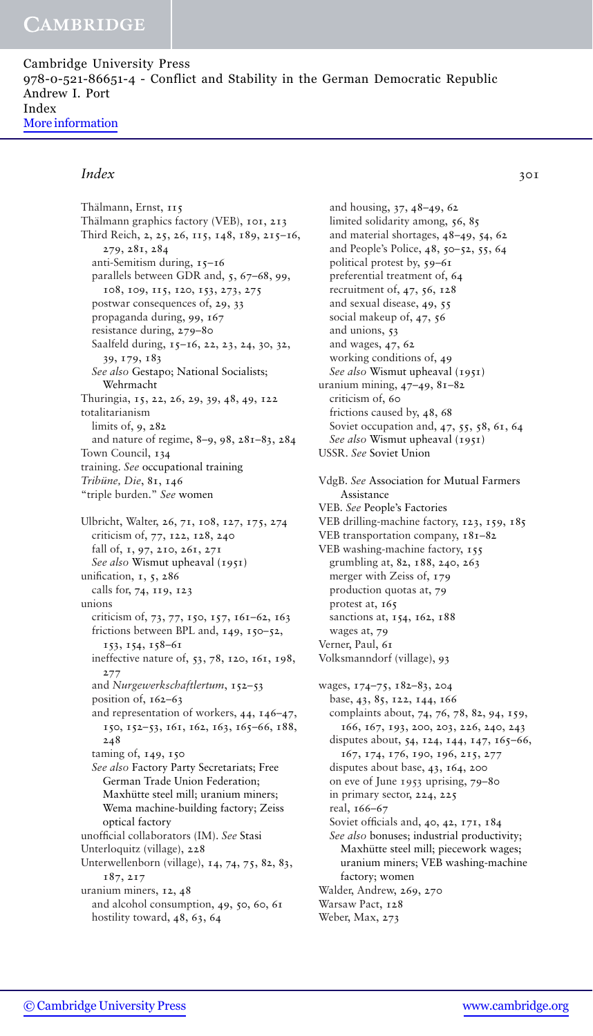## Index

Thälmann, Ernst, 115
Thälmann graphics factory (VEB), 101, 213
Third Reich, 2, 25, 26, 115, 148, 189, 215–16, 279, 281, 284
  anti-Semitism during, 15–16
  parallels between GDR and, 5, 67–68, 99, 108, 109, 115, 120, 153, 273, 275
  postwar consequences of, 29, 33
  propaganda during, 99, 167
  resistance during, 279–80
  Saalfeld during, 15–16, 22, 23, 24, 30, 32, 39, 179, 183
  *See also* Gestapo; National Socialists; Wehrmacht
Thuringia, 15, 22, 26, 29, 39, 48, 49, 122
totalitarianism
  limits of, 9, 282
  and nature of regime, 8–9, 98, 281–83, 284
Town Council, 134
training. *See* occupational training
*Tribüne, Die*, 81, 146
"triple burden." *See* women

Ulbricht, Walter, 26, 71, 108, 127, 175, 274
  criticism of, 77, 122, 128, 240
  fall of, 1, 97, 210, 261, 271
  *See also* Wismut upheaval (1951)
unification, 1, 5, 286
  calls for, 74, 119, 123
unions
  criticism of, 73, 77, 150, 157, 161–62, 163
  frictions between BPL and, 149, 150–52, 153, 154, 158–61
  ineffective nature of, 53, 78, 120, 161, 198, 277
  and *Nurgewerkschaftlertum*, 152–53
  position of, 162–63
  and representation of workers, 44, 146–47, 150, 152–53, 161, 162, 163, 165–66, 188, 248
  taming of, 149, 150
  *See also* Factory Party Secretariats; Free German Trade Union Federation; Maxhütte steel mill; uranium miners; Wema machine-building factory; Zeiss optical factory
unofficial collaborators (IM). *See* Stasi
Unterloquitz (village), 228
Unterwellenborn (village), 14, 74, 75, 82, 83, 187, 217
uranium miners, 12, 48
  and alcohol consumption, 49, 50, 60, 61
  hostility toward, 48, 63, 64
  and housing, 37, 48–49, 62
  limited solidarity among, 56, 85
  and material shortages, 48–49, 54, 62
  and People's Police, 48, 50–52, 55, 64
  political protest by, 59–61
  preferential treatment of, 64
  recruitment of, 47, 56, 128
  and sexual disease, 49, 55
  social makeup of, 47, 56
  and unions, 53
  and wages, 47, 62
  working conditions of, 49
  *See also* Wismut upheaval (1951)
uranium mining, 47–49, 81–82
  criticism of, 60
  frictions caused by, 48, 68
  Soviet occupation and, 47, 55, 58, 61, 64
  *See also* Wismut upheaval (1951)
USSR. *See* Soviet Union

VdgB. *See* Association for Mutual Farmers Assistance
VEB. *See* People's Factories
VEB drilling-machine factory, 123, 159, 185
VEB transportation company, 181–82
VEB washing-machine factory, 155
  grumbling at, 82, 188, 240, 263
  merger with Zeiss of, 179
  production quotas at, 79
  protest at, 165
  sanctions at, 154, 162, 188
  wages at, 79
Verner, Paul, 61
Volksmanndorf (village), 93

wages, 174–75, 182–83, 204
  base, 43, 85, 122, 144, 166
  complaints about, 74, 76, 78, 82, 94, 159, 166, 167, 193, 200, 203, 226, 240, 243
  disputes about, 54, 124, 144, 147, 165–66, 167, 174, 176, 190, 196, 215, 277
  disputes about base, 43, 164, 200
  on eve of June 1953 uprising, 79–80
  in primary sector, 224, 225
  real, 166–67
  Soviet officials and, 40, 42, 171, 184
  *See also* bonuses; industrial productivity; Maxhütte steel mill; piecework wages; uranium miners; VEB washing-machine factory; women
Walder, Andrew, 269, 270
Warsaw Pact, 128
Weber, Max, 273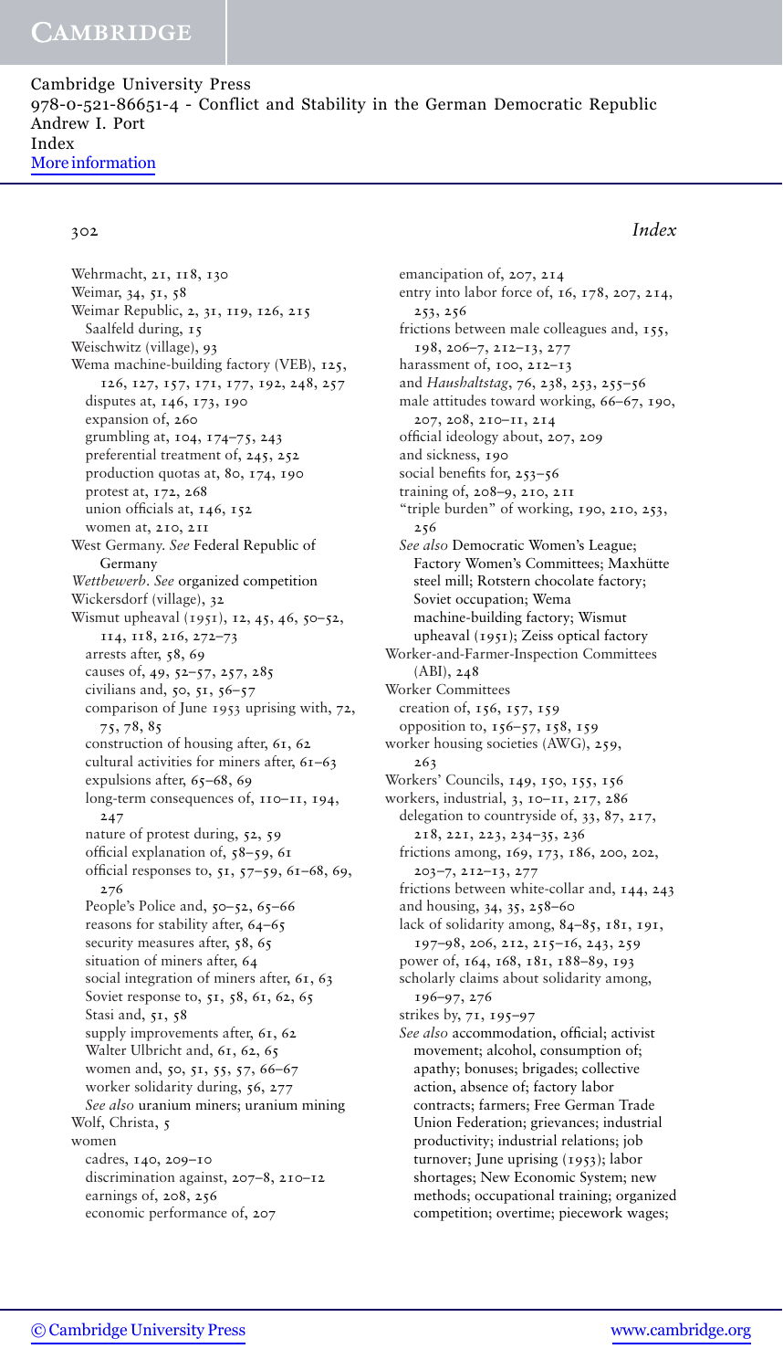Wehrmacht, 21, 118, 130
Weimar, 34, 51, 58
Weimar Republic, 2, 31, 119, 126, 215
  Saalfeld during, 15
Weischwitz (village), 93
Wema machine-building factory (VEB), 125, 126, 127, 157, 171, 177, 192, 248, 257
  disputes at, 146, 173, 190
  expansion of, 260
  grumbling at, 104, 174–75, 243
  preferential treatment of, 245, 252
  production quotas at, 80, 174, 190
  protest at, 172, 268
  union officials at, 146, 152
  women at, 210, 211
West Germany. *See* Federal Republic of Germany
*Wettbewerb*. *See* organized competition
Wickersdorf (village), 32
Wismut upheaval (1951), 12, 45, 46, 50–52, 114, 118, 216, 272–73
  arrests after, 58, 69
  causes of, 49, 52–57, 257, 285
  civilians and, 50, 51, 56–57
  comparison of June 1953 uprising with, 72, 75, 78, 85
  construction of housing after, 61, 62
  cultural activities for miners after, 61–63
  expulsions after, 65–68, 69
  long-term consequences of, 110–11, 194, 247
  nature of protest during, 52, 59
  official explanation of, 58–59, 61
  official responses to, 51, 57–59, 61–68, 69, 276
  People's Police and, 50–52, 65–66
  reasons for stability after, 64–65
  security measures after, 58, 65
  situation of miners after, 64
  social integration of miners after, 61, 63
  Soviet response to, 51, 58, 61, 62, 65
  Stasi and, 51, 58
  supply improvements after, 61, 62
  Walter Ulbricht and, 61, 62, 65
  women and, 50, 51, 55, 57, 66–67
  worker solidarity during, 56, 277
  *See also* uranium miners; uranium mining
Wolf, Christa, 5
women
  cadres, 140, 209–10
  discrimination against, 207–8, 210–12
  earnings of, 208, 256
  economic performance of, 207
  emancipation of, 207, 214
  entry into labor force of, 16, 178, 207, 214, 253, 256
  frictions between male colleagues and, 155, 198, 206–7, 212–13, 277
  harassment of, 100, 212–13
  and *Haushaltstag*, 76, 238, 253, 255–56
  male attitudes toward working, 66–67, 190, 207, 208, 210–11, 214
  official ideology about, 207, 209
  and sickness, 190
  social benefits for, 253–56
  training of, 208–9, 210, 211
  "triple burden" of working, 190, 210, 253, 256
  *See also* Democratic Women's League; Factory Women's Committees; Maxhütte steel mill; Rotstern chocolate factory; Soviet occupation; Wema machine-building factory; Wismut upheaval (1951); Zeiss optical factory
Worker-and-Farmer-Inspection Committees (ABI), 248
Worker Committees
  creation of, 156, 157, 159
  opposition to, 156–57, 158, 159
worker housing societies (AWG), 259, 263
Workers' Councils, 149, 150, 155, 156
workers, industrial, 3, 10–11, 217, 286
  delegation to countryside of, 33, 87, 217, 218, 221, 223, 234–35, 236
  frictions among, 169, 173, 186, 200, 202, 203–7, 212–13, 277
  frictions between white-collar and, 144, 243
  and housing, 34, 35, 258–60
  lack of solidarity among, 84–85, 181, 191, 197–98, 206, 212, 215–16, 243, 259
  power of, 164, 168, 181, 188–89, 193
  scholarly claims about solidarity among, 196–97, 276
  strikes by, 71, 195–97
  *See also* accommodation, official; activist movement; alcohol, consumption of; apathy; bonuses; brigades; collective action, absence of; factory labor contracts; farmers; Free German Trade Union Federation; grievances; industrial productivity; industrial relations; job turnover; June uprising (1953); labor shortages; New Economic System; new methods; occupational training; organized competition; overtime; piecework wages;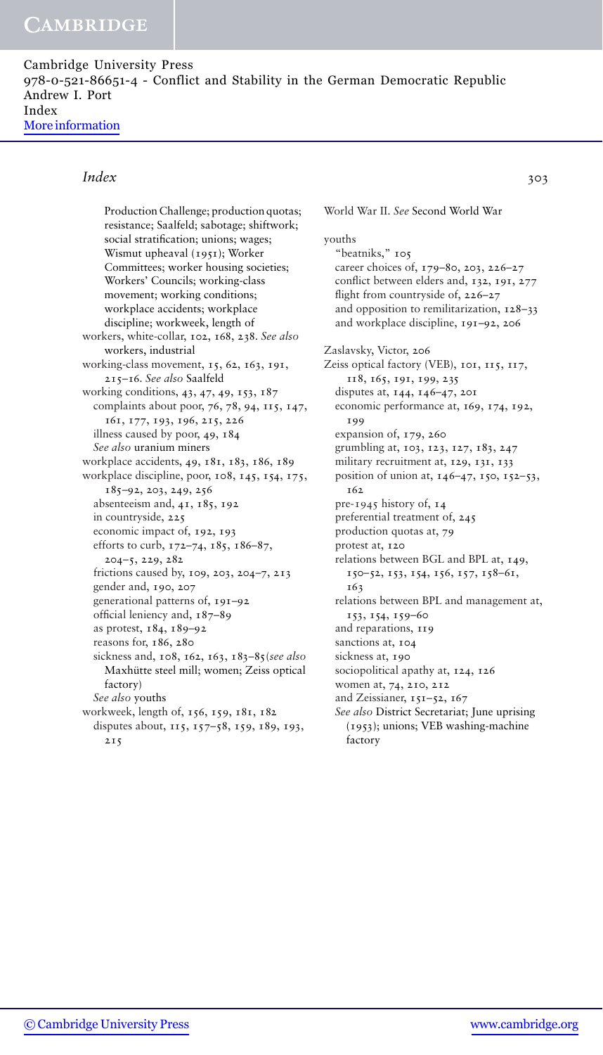Production Challenge; production quotas; resistance; Saalfeld; sabotage; shiftwork; social stratification; unions; wages; Wismut upheaval (1951); Worker Committees; worker housing societies; Workers' Councils; working-class movement; working conditions; workplace accidents; workplace discipline; workweek, length of

workers, white-collar, 102, 168, 238. *See also* workers, industrial

working-class movement, 15, 62, 163, 191, 215–16. *See also* Saalfeld

working conditions, 43, 47, 49, 153, 187
- complaints about poor, 76, 78, 94, 115, 147, 161, 177, 193, 196, 215, 226
- illness caused by poor, 49, 184
- *See also* uranium miners

workplace accidents, 49, 181, 183, 186, 189

workplace discipline, poor, 108, 145, 154, 175, 185–92, 203, 249, 256
- absenteeism and, 41, 185, 192
- in countryside, 225
- economic impact of, 192, 193
- efforts to curb, 172–74, 185, 186–87, 204–5, 229, 282
- frictions caused by, 109, 203, 204–7, 213
- gender and, 190, 207
- generational patterns of, 191–92
- official leniency and, 187–89
- as protest, 184, 189–92
- reasons for, 186, 280
- sickness and, 108, 162, 163, 183–85 (*see also* Maxhütte steel mill; women; Zeiss optical factory)
- *See also* youths

workweek, length of, 156, 159, 181, 182
- disputes about, 115, 157–58, 159, 189, 193, 215

World War II. *See* Second World War

youths
- "beatniks," 105
- career choices of, 179–80, 203, 226–27
- conflict between elders and, 132, 191, 277
- flight from countryside of, 226–27
- and opposition to remilitarization, 128–33
- and workplace discipline, 191–92, 206

Zaslavsky, Victor, 206

Zeiss optical factory (VEB), 101, 115, 117, 118, 165, 191, 199, 235
- disputes at, 144, 146–47, 201
- economic performance at, 169, 174, 192, 199
- expansion of, 179, 260
- grumbling at, 103, 123, 127, 183, 247
- military recruitment at, 129, 131, 133
- position of union at, 146–47, 150, 152–53, 162
- pre-1945 history of, 14
- preferential treatment of, 245
- production quotas at, 79
- protest at, 120
- relations between BGL and BPL at, 149, 150–52, 153, 154, 156, 157, 158–61, 163
- relations between BPL and management at, 153, 154, 159–60
- and reparations, 119
- sanctions at, 104
- sickness at, 190
- sociopolitical apathy at, 124, 126
- women at, 74, 210, 212
- and Zeissianer, 151–52, 167
- *See also* District Secretariat; June uprising (1953); unions; VEB washing-machine factory